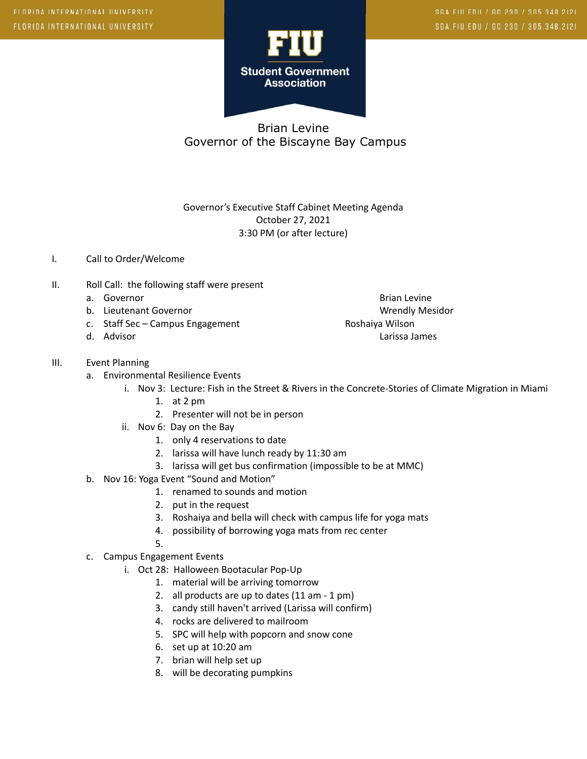Brian Levine
Governor of the Biscayne Bay Campus

Governor's Executive Staff Cabinet Meeting Agenda
October 27, 2021
3:30 PM (or after lecture)

I. Call to Order/Welcome

II. Roll Call: the following staff were present
  a. Governor — Brian Levine
  b. Lieutenant Governor — Wrendly Mesidor
  c. Staff Sec – Campus Engagement — Roshaiya Wilson
  d. Advisor — Larissa James

III. Event Planning
  a. Environmental Resilience Events
    i. Nov 3: Lecture: Fish in the Street & Rivers in the Concrete-Stories of Climate Migration in Miami
      1. at 2 pm
      2. Presenter will not be in person
    ii. Nov 6: Day on the Bay
      1. only 4 reservations to date
      2. larissa will have lunch ready by 11:30 am
      3. larissa will get bus confirmation (impossible to be at MMC)
  b. Nov 16: Yoga Event "Sound and Motion"
      1. renamed to sounds and motion
      2. put in the request
      3. Roshaiya and bella will check with campus life for yoga mats
      4. possibility of borrowing yoga mats from rec center
      5.
  c. Campus Engagement Events
    i. Oct 28: Halloween Bootacular Pop-Up
      1. material will be arriving tomorrow
      2. all products are up to dates (11 am - 1 pm)
      3. candy still haven't arrived (Larissa will confirm)
      4. rocks are delivered to mailroom
      5. SPC will help with popcorn and snow cone
      6. set up at 10:20 am
      7. brian will help set up
      8. will be decorating pumpkins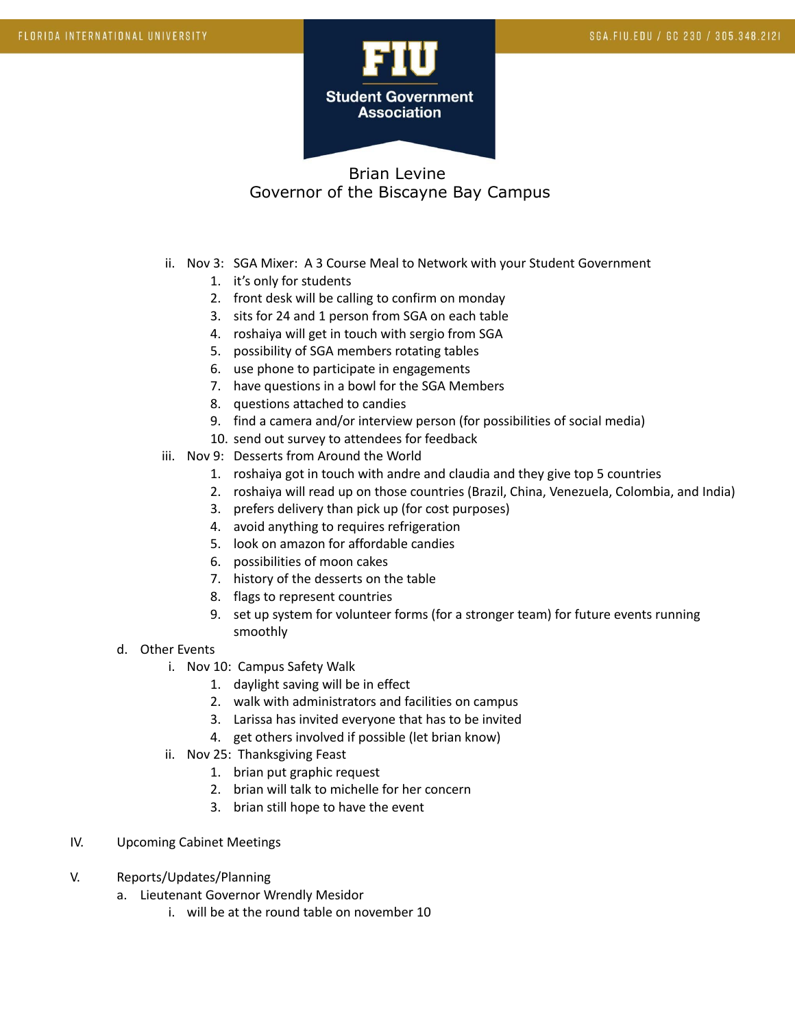Brian Levine
Governor of the Biscayne Bay Campus

ii. Nov 3: SGA Mixer: A 3 Course Meal to Network with your Student Government
   1. it's only for students
   2. front desk will be calling to confirm on monday
   3. sits for 24 and 1 person from SGA on each table
   4. roshaiya will get in touch with sergio from SGA
   5. possibility of SGA members rotating tables
   6. use phone to participate in engagements
   7. have questions in a bowl for the SGA Members
   8. questions attached to candies
   9. find a camera and/or interview person (for possibilities of social media)
   10. send out survey to attendees for feedback

iii. Nov 9: Desserts from Around the World
   1. roshaiya got in touch with andre and claudia and they give top 5 countries
   2. roshaiya will read up on those countries (Brazil, China, Venezuela, Colombia, and India)
   3. prefers delivery than pick up (for cost purposes)
   4. avoid anything to requires refrigeration
   5. look on amazon for affordable candies
   6. possibilities of moon cakes
   7. history of the desserts on the table
   8. flags to represent countries
   9. set up system for volunteer forms (for a stronger team) for future events running smoothly

d. Other Events
   i. Nov 10: Campus Safety Walk
      1. daylight saving will be in effect
      2. walk with administrators and facilities on campus
      3. Larissa has invited everyone that has to be invited
      4. get others involved if possible (let brian know)
   ii. Nov 25: Thanksgiving Feast
      1. brian put graphic request
      2. brian will talk to michelle for her concern
      3. brian still hope to have the event

IV. Upcoming Cabinet Meetings

V. Reports/Updates/Planning
   a. Lieutenant Governor Wrendly Mesidor
      i. will be at the round table on november 10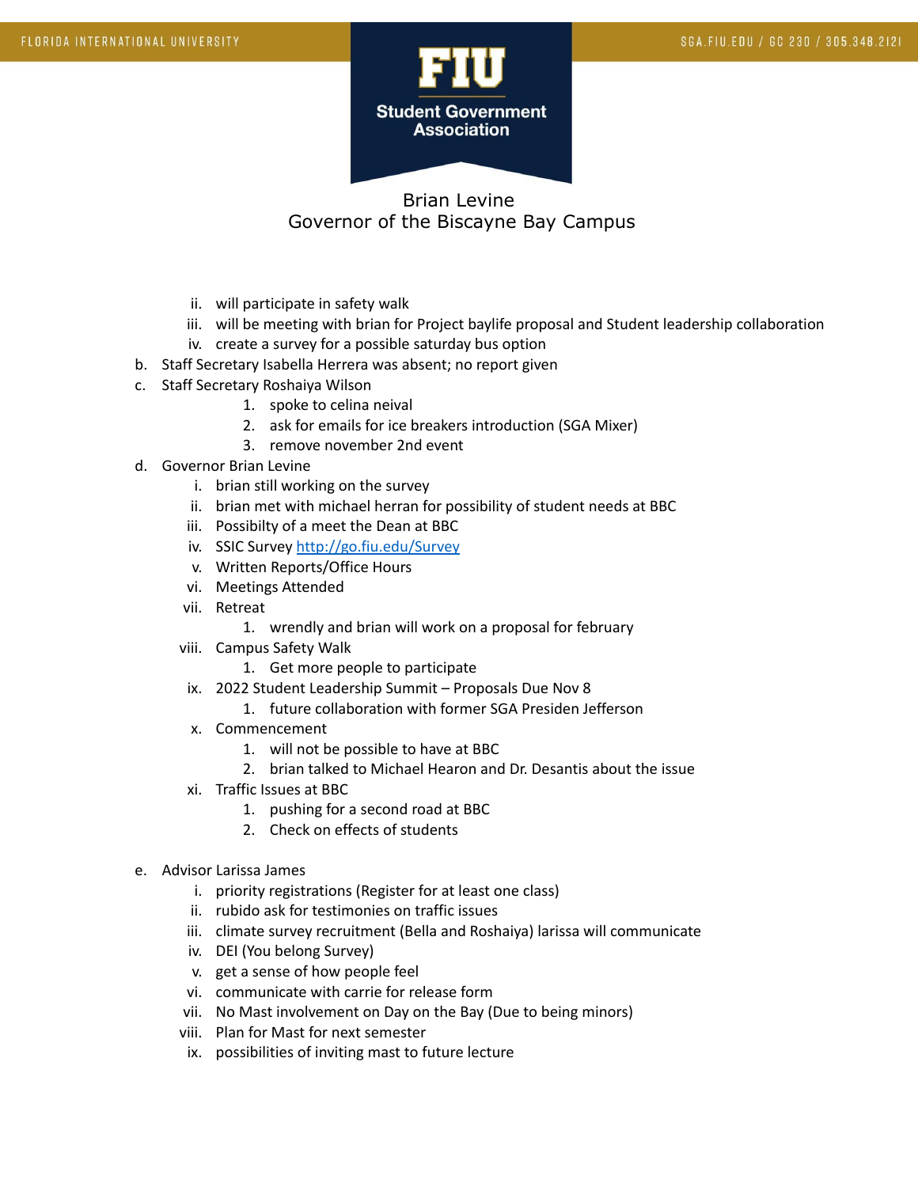Brian Levine
Governor of the Biscayne Bay Campus

ii. will participate in safety walk
iii. will be meeting with brian for Project baylife proposal and Student leadership collaboration
iv. create a survey for a possible saturday bus option

b. Staff Secretary Isabella Herrera was absent; no report given

c. Staff Secretary Roshaiya Wilson
   1. spoke to celina neival
   2. ask for emails for ice breakers introduction (SGA Mixer)
   3. remove november 2nd event

d. Governor Brian Levine
   i. brian still working on the survey
   ii. brian met with michael herran for possibility of student needs at BBC
   iii. Possibilty of a meet the Dean at BBC
   iv. SSIC Survey [http://go.fiu.edu/Survey](http://go.fiu.edu/Survey)
   v. Written Reports/Office Hours
   vi. Meetings Attended
   vii. Retreat
      1. wrendly and brian will work on a proposal for february
   viii. Campus Safety Walk
      1. Get more people to participate
   ix. 2022 Student Leadership Summit – Proposals Due Nov 8
      1. future collaboration with former SGA Presiden Jefferson
   x. Commencement
      1. will not be possible to have at BBC
      2. brian talked to Michael Hearon and Dr. Desantis about the issue
   xi. Traffic Issues at BBC
      1. pushing for a second road at BBC
      2. Check on effects of students

e. Advisor Larissa James
   i. priority registrations (Register for at least one class)
   ii. rubido ask for testimonies on traffic issues
   iii. climate survey recruitment (Bella and Roshaiya) larissa will communicate
   iv. DEI (You belong Survey)
   v. get a sense of how people feel
   vi. communicate with carrie for release form
   vii. No Mast involvement on Day on the Bay (Due to being minors)
   viii. Plan for Mast for next semester
   ix. possibilities of inviting mast to future lecture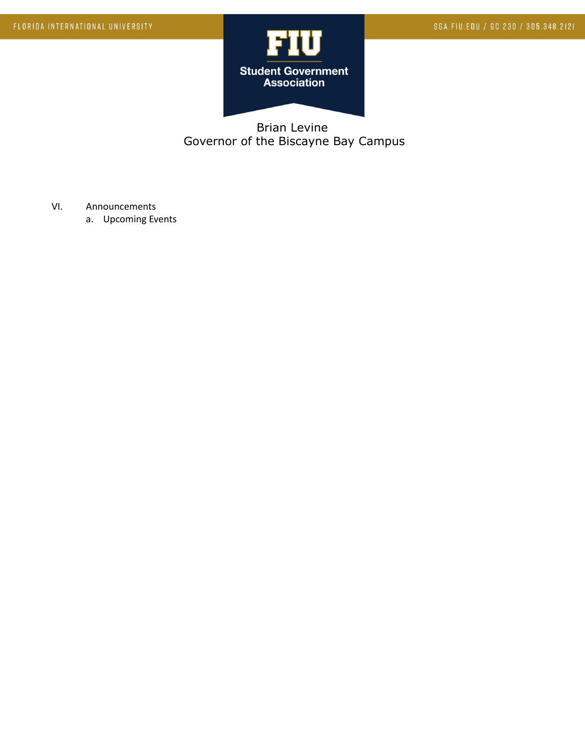Brian Levine
Governor of the Biscayne Bay Campus

VI. Announcements
   a. Upcoming Events